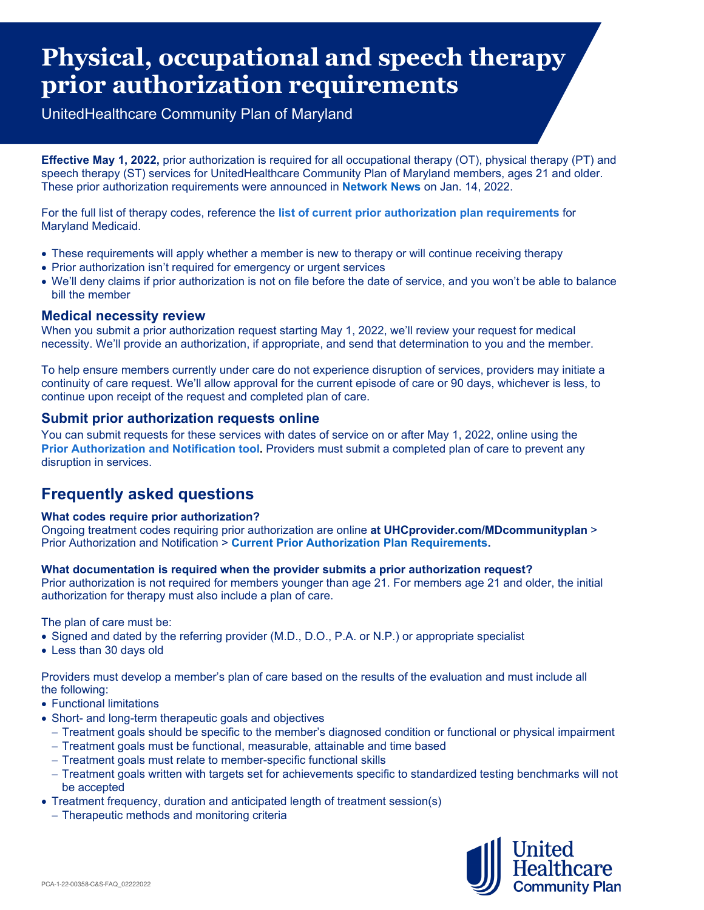# Physical, occupational and speech therapy prior authorization requirements

UnitedHealthcare Community Plan of Maryland

**Effective May 1, 2022,** prior authorization is required for all occupational therapy (OT), physical therapy (PT) and speech therapy (ST) services for UnitedHealthcare Community Plan of Maryland members, ages 21 and older. These prior authorization requirements were announced in **Network News** on Jan. 14, 2022.

For the full list of therapy codes, reference the **list of current prior authorization plan requirements** for Maryland Medicaid.

- These requirements will apply whether a member is new to therapy or will continue receiving therapy
- Prior authorization isn't required for emergency or urgent services
- We'll deny claims if prior authorization is not on file before the date of service, and you won't be able to balance bill the member

### Medical necessity review

When you submit a prior authorization request starting May 1, 2022, we'll review your request for medical necessity. We'll provide an authorization, if appropriate, and send that determination to you and the member.

To help ensure members currently under care do not experience disruption of services, providers may initiate a continuity of care request. We'll allow approval for the current episode of care or 90 days, whichever is less, to continue upon receipt of the request and completed plan of care.

### Submit prior authorization requests online

You can submit requests for these services with dates of service on or after May 1, 2022, online using the **Prior Authorization and Notification tool.** Providers must submit a completed plan of care to prevent any disruption in services.

## Frequently asked questions

**What codes require prior authorization?**

Ongoing treatment codes requiring prior authorization are online **at UHCprovider.com/MDcommunityplan** > Prior Authorization and Notification > **Current Prior Authorization Plan Requirements.**

**What documentation is required when the provider submits a prior authorization request?**

Prior authorization is not required for members younger than age 21. For members age 21 and older, the initial authorization for therapy must also include a plan of care.

The plan of care must be:

- Signed and dated by the referring provider (M.D., D.O., P.A. or N.P.) or appropriate specialist
- Less than 30 days old

Providers must develop a member's plan of care based on the results of the evaluation and must include all the following:

- Functional limitations
- Short- and long-term therapeutic goals and objectives
  - Treatment goals should be specific to the member's diagnosed condition or functional or physical impairment
  - Treatment goals must be functional, measurable, attainable and time based
  - Treatment goals must relate to member-specific functional skills
  - Treatment goals written with targets set for achievements specific to standardized testing benchmarks will not be accepted
- Treatment frequency, duration and anticipated length of treatment session(s)
  - Therapeutic methods and monitoring criteria

PCA-1-22-00358-C&S-FAQ_02222022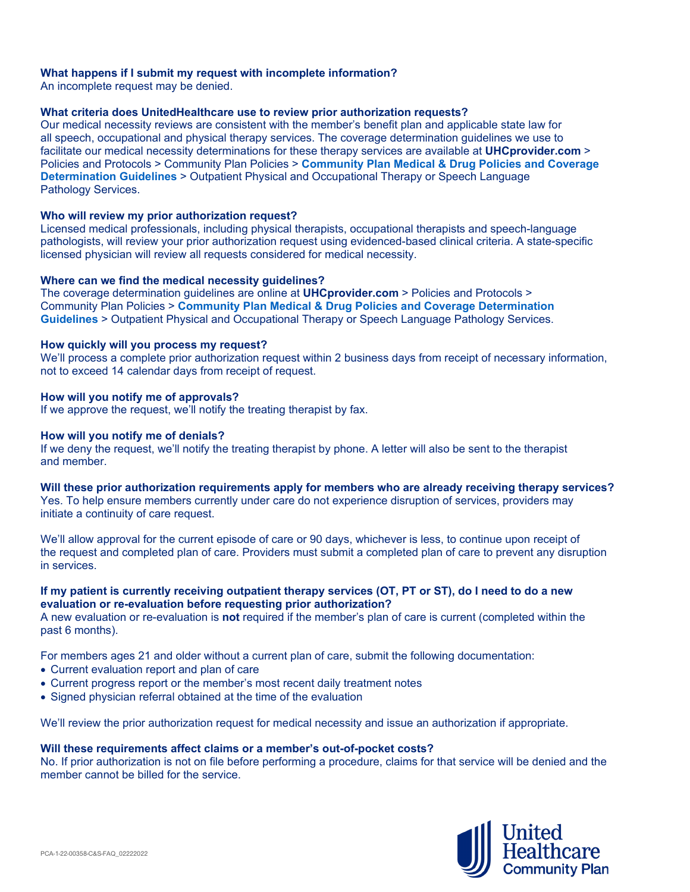**What happens if I submit my request with incomplete information?**
An incomplete request may be denied.

**What criteria does UnitedHealthcare use to review prior authorization requests?**
Our medical necessity reviews are consistent with the member's benefit plan and applicable state law for all speech, occupational and physical therapy services. The coverage determination guidelines we use to facilitate our medical necessity determinations for these therapy services are available at **UHCprovider.com** > Policies and Protocols > Community Plan Policies > **Community Plan Medical & Drug Policies and Coverage Determination Guidelines** > Outpatient Physical and Occupational Therapy or Speech Language Pathology Services.

**Who will review my prior authorization request?**
Licensed medical professionals, including physical therapists, occupational therapists and speech-language pathologists, will review your prior authorization request using evidenced-based clinical criteria. A state-specific licensed physician will review all requests considered for medical necessity.

**Where can we find the medical necessity guidelines?**
The coverage determination guidelines are online at **UHCprovider.com** > Policies and Protocols > Community Plan Policies > **Community Plan Medical & Drug Policies and Coverage Determination Guidelines** > Outpatient Physical and Occupational Therapy or Speech Language Pathology Services.

**How quickly will you process my request?**
We'll process a complete prior authorization request within 2 business days from receipt of necessary information, not to exceed 14 calendar days from receipt of request.

**How will you notify me of approvals?**
If we approve the request, we'll notify the treating therapist by fax.

**How will you notify me of denials?**
If we deny the request, we'll notify the treating therapist by phone. A letter will also be sent to the therapist and member.

**Will these prior authorization requirements apply for members who are already receiving therapy services?**
Yes. To help ensure members currently under care do not experience disruption of services, providers may initiate a continuity of care request.

We'll allow approval for the current episode of care or 90 days, whichever is less, to continue upon receipt of the request and completed plan of care. Providers must submit a completed plan of care to prevent any disruption in services.

**If my patient is currently receiving outpatient therapy services (OT, PT or ST), do I need to do a new evaluation or re-evaluation before requesting prior authorization?**
A new evaluation or re-evaluation is **not** required if the member's plan of care is current (completed within the past 6 months).

For members ages 21 and older without a current plan of care, submit the following documentation:

- Current evaluation report and plan of care
- Current progress report or the member's most recent daily treatment notes
- Signed physician referral obtained at the time of the evaluation

We'll review the prior authorization request for medical necessity and issue an authorization if appropriate.

**Will these requirements affect claims or a member's out-of-pocket costs?**
No. If prior authorization is not on file before performing a procedure, claims for that service will be denied and the member cannot be billed for the service.

PCA-1-22-00358-C&S-FAQ_02222022

United Healthcare Community Plan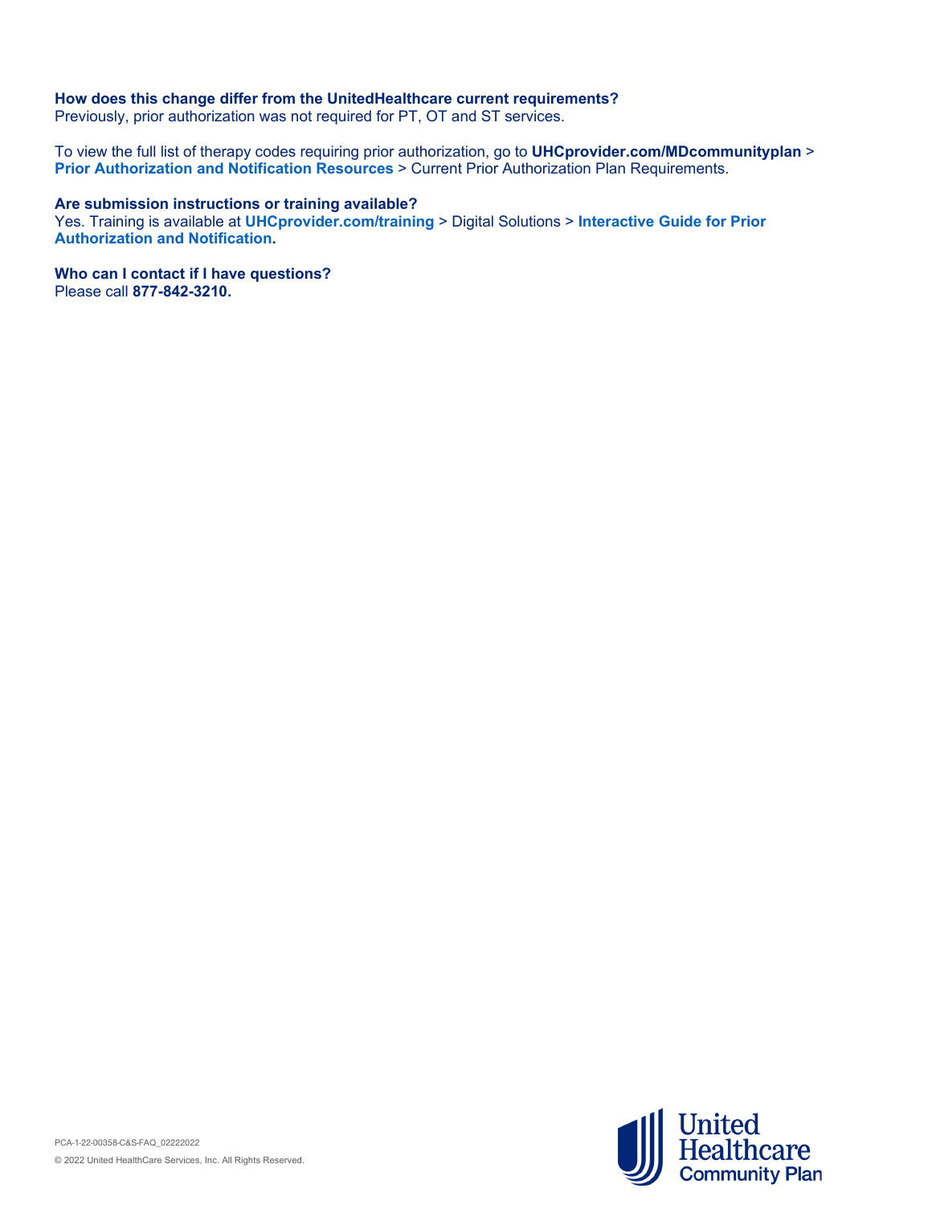**How does this change differ from the UnitedHealthcare current requirements?**
Previously, prior authorization was not required for PT, OT and ST services.

To view the full list of therapy codes requiring prior authorization, go to **UHCprovider.com/MDcommunityplan** > **Prior Authorization and Notification Resources** > Current Prior Authorization Plan Requirements.

**Are submission instructions or training available?**
Yes. Training is available at **UHCprovider.com/training** > Digital Solutions > **Interactive Guide for Prior Authorization and Notification.**

**Who can I contact if I have questions?**
Please call **877-842-3210.**

PCA-1-22-00358-C&S-FAQ_02222022

© 2022 United HealthCare Services, Inc. All Rights Reserved.

United Healthcare Community Plan